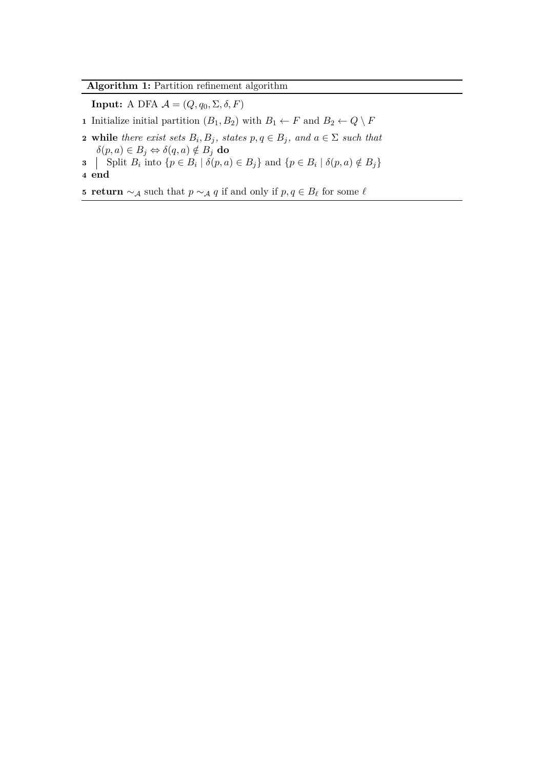**Algorithm 1:** Partition refinement algorithm

---

**Input:** A DFA $\mathcal{A} = (Q, q_0, \Sigma, \delta, F)$

1 Initialize initial partition $(B_1, B_2)$ with $B_1 \leftarrow F$ and $B_2 \leftarrow Q \setminus F$

2 **while** *there exist sets* $B_i, B_j$*, states* $p, q \in B_j$*, and* $a \in \Sigma$ *such that* $\delta(p, a) \in B_j \Leftrightarrow \delta(q, a) \notin B_j$ **do**

3 | Split $B_i$ into $\{p \in B_i \mid \delta(p, a) \in B_j\}$ and $\{p \in B_i \mid \delta(p, a) \notin B_j\}$

4 **end**

5 **return** $\sim_{\mathcal{A}}$ such that $p \sim_{\mathcal{A}} q$ if and only if $p, q \in B_\ell$ for some $\ell$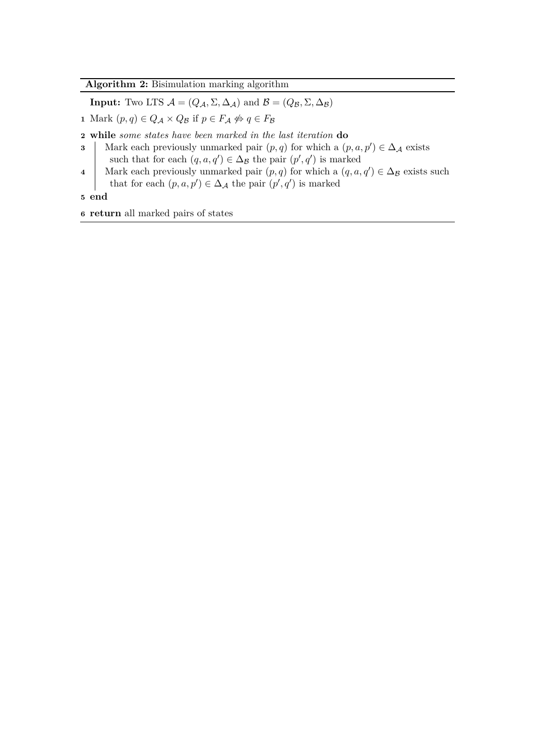**Algorithm 2:** Bisimulation marking algorithm

**Input:** Two LTS $\mathcal{A} = (Q_{\mathcal{A}}, \Sigma, \Delta_{\mathcal{A}})$ and $\mathcal{B} = (Q_{\mathcal{B}}, \Sigma, \Delta_{\mathcal{B}})$

1. Mark $(p, q) \in Q_{\mathcal{A}} \times Q_{\mathcal{B}}$ if $p \in F_{\mathcal{A}} \not\Leftrightarrow q \in F_{\mathcal{B}}$
2. **while** *some states have been marked in the last iteration* **do**
3. Mark each previously unmarked pair $(p, q)$ for which a $(p, a, p') \in \Delta_{\mathcal{A}}$ exists such that for each $(q, a, q') \in \Delta_{\mathcal{B}}$ the pair $(p', q')$ is marked
4. Mark each previously unmarked pair $(p, q)$ for which a $(q, a, q') \in \Delta_{\mathcal{B}}$ exists such that for each $(p, a, p') \in \Delta_{\mathcal{A}}$ the pair $(p', q')$ is marked
5. **end**
6. **return** all marked pairs of states